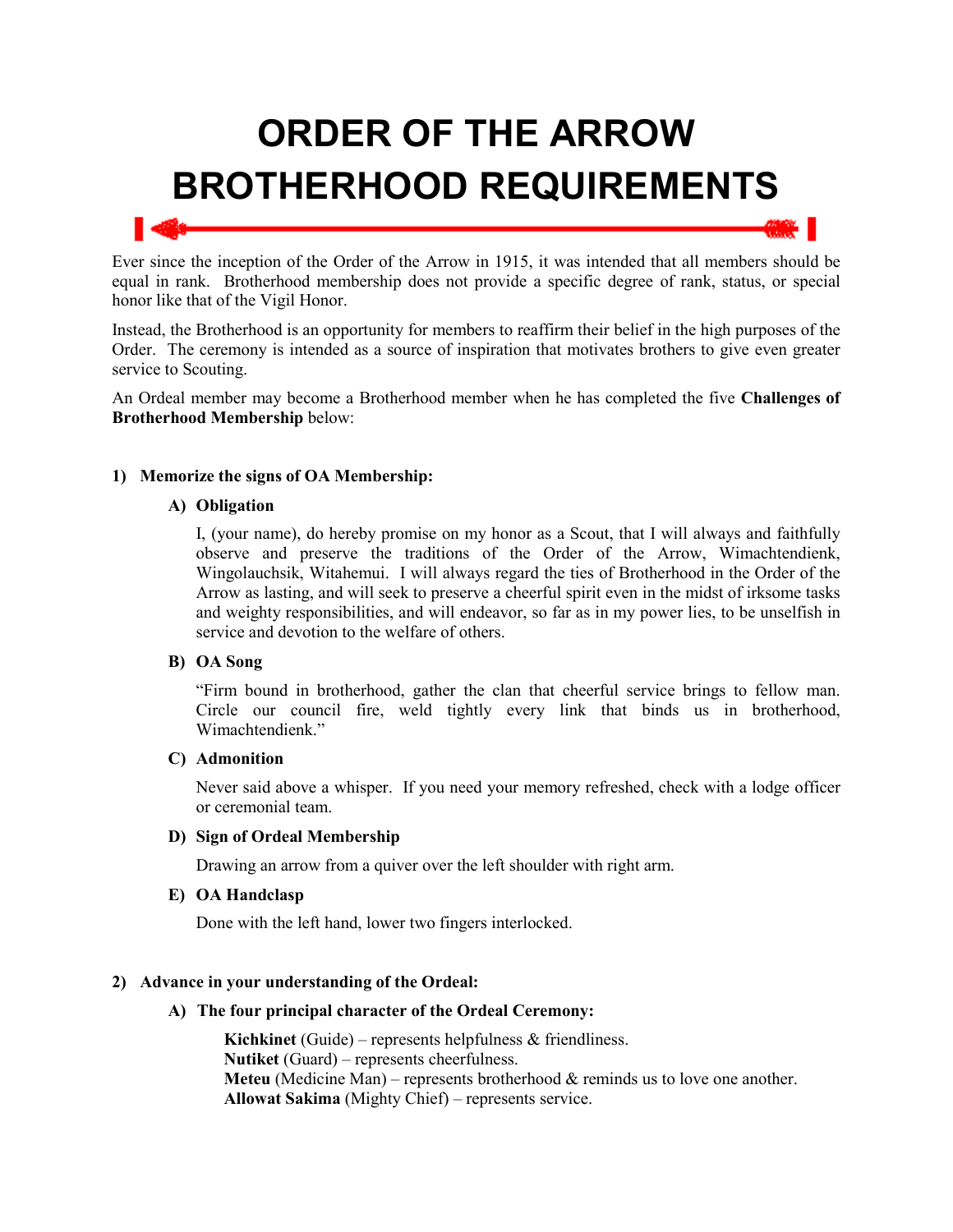# ORDER OF THE ARROW BROTHERHOOD REQUIREMENTS

Ever since the inception of the Order of the Arrow in 1915, it was intended that all members should be equal in rank. Brotherhood membership does not provide a specific degree of rank, status, or special honor like that of the Vigil Honor.

Instead, the Brotherhood is an opportunity for members to reaffirm their belief in the high purposes of the Order. The ceremony is intended as a source of inspiration that motivates brothers to give even greater service to Scouting.

An Ordeal member may become a Brotherhood member when he has completed the five **Challenges of Brotherhood Membership** below:

**1) Memorize the signs of OA Membership:**

**A) Obligation**

I, (your name), do hereby promise on my honor as a Scout, that I will always and faithfully observe and preserve the traditions of the Order of the Arrow, Wimachtendienk, Wingolauchsik, Witahemui. I will always regard the ties of Brotherhood in the Order of the Arrow as lasting, and will seek to preserve a cheerful spirit even in the midst of irksome tasks and weighty responsibilities, and will endeavor, so far as in my power lies, to be unselfish in service and devotion to the welfare of others.

**B) OA Song**

"Firm bound in brotherhood, gather the clan that cheerful service brings to fellow man. Circle our council fire, weld tightly every link that binds us in brotherhood, Wimachtendienk."

**C) Admonition**

Never said above a whisper. If you need your memory refreshed, check with a lodge officer or ceremonial team.

**D) Sign of Ordeal Membership**

Drawing an arrow from a quiver over the left shoulder with right arm.

**E) OA Handclasp**

Done with the left hand, lower two fingers interlocked.

**2) Advance in your understanding of the Ordeal:**

**A) The four principal character of the Ordeal Ceremony:**

**Kichkinet** (Guide) – represents helpfulness & friendliness.
**Nutiket** (Guard) – represents cheerfulness.
**Meteu** (Medicine Man) – represents brotherhood & reminds us to love one another.
**Allowat Sakima** (Mighty Chief) – represents service.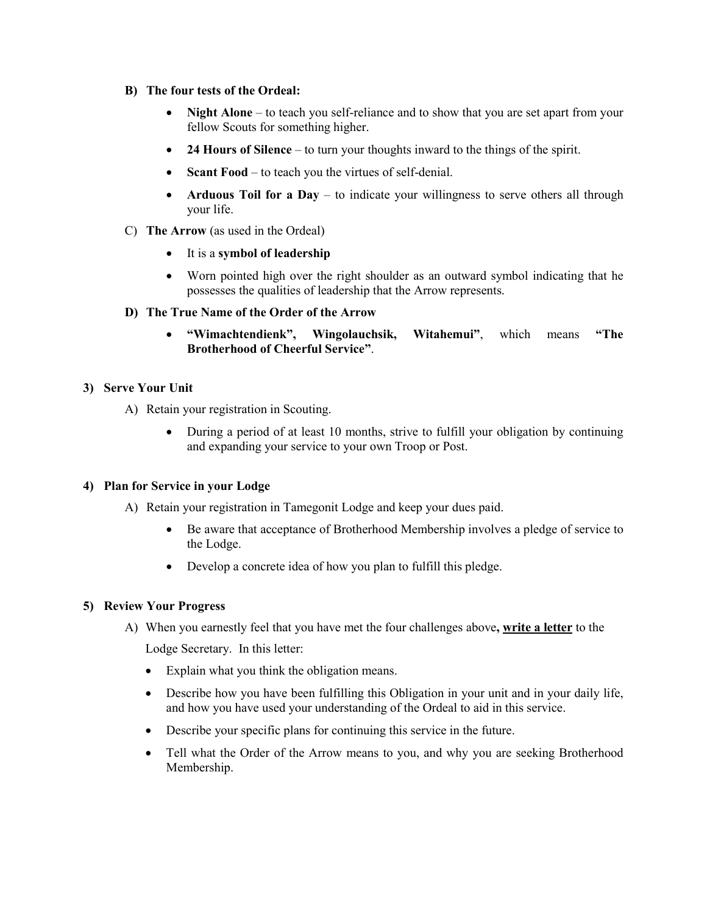**B) The four tests of the Ordeal:**

- **Night Alone** – to teach you self-reliance and to show that you are set apart from your fellow Scouts for something higher.
- **24 Hours of Silence** – to turn your thoughts inward to the things of the spirit.
- **Scant Food** – to teach you the virtues of self-denial.
- **Arduous Toil for a Day** – to indicate your willingness to serve others all through your life.

C) **The Arrow** (as used in the Ordeal)

- It is a **symbol of leadership**
- Worn pointed high over the right shoulder as an outward symbol indicating that he possesses the qualities of leadership that the Arrow represents.

**D) The True Name of the Order of the Arrow**

- **"Wimachtendienk", Wingolauchsik, Witahemui"**, which means **"The Brotherhood of Cheerful Service"**.

**3) Serve Your Unit**

A) Retain your registration in Scouting.

- During a period of at least 10 months, strive to fulfill your obligation by continuing and expanding your service to your own Troop or Post.

**4) Plan for Service in your Lodge**

A) Retain your registration in Tamegonit Lodge and keep your dues paid.

- Be aware that acceptance of Brotherhood Membership involves a pledge of service to the Lodge.
- Develop a concrete idea of how you plan to fulfill this pledge.

**5) Review Your Progress**

A) When you earnestly feel that you have met the four challenges above**, <u>write a letter</u>** to the Lodge Secretary. In this letter:

- Explain what you think the obligation means.
- Describe how you have been fulfilling this Obligation in your unit and in your daily life, and how you have used your understanding of the Ordeal to aid in this service.
- Describe your specific plans for continuing this service in the future.
- Tell what the Order of the Arrow means to you, and why you are seeking Brotherhood Membership.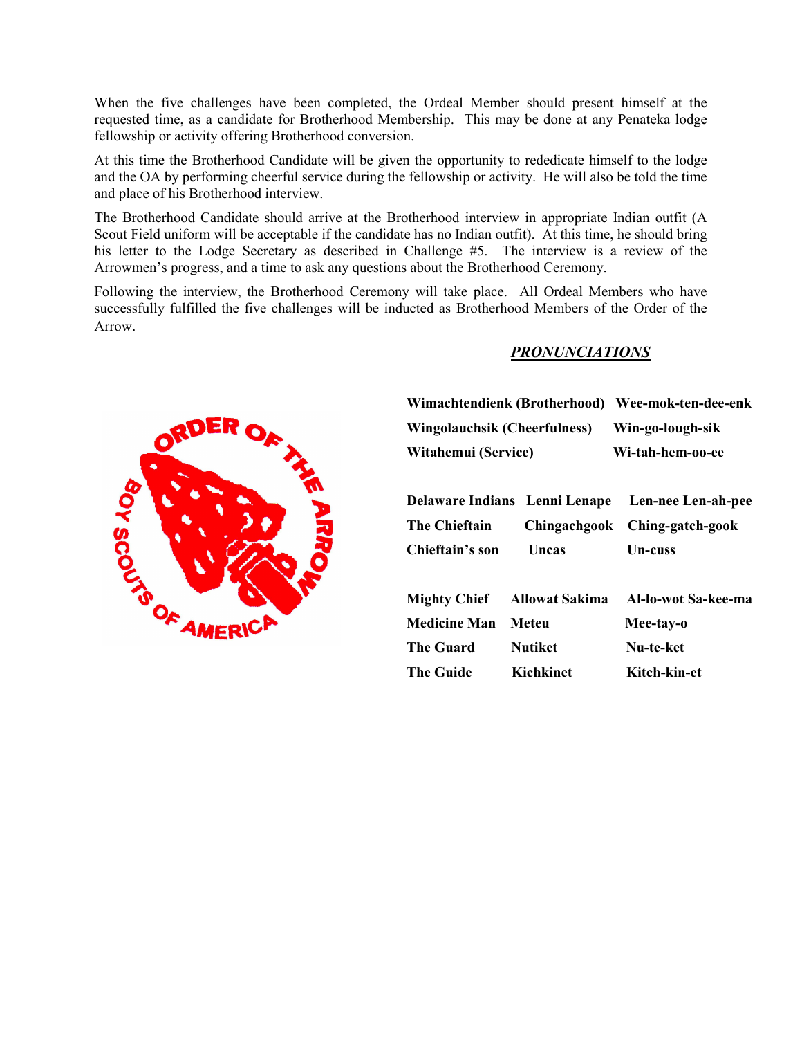When the five challenges have been completed, the Ordeal Member should present himself at the requested time, as a candidate for Brotherhood Membership. This may be done at any Penateka lodge fellowship or activity offering Brotherhood conversion.

At this time the Brotherhood Candidate will be given the opportunity to rededicate himself to the lodge and the OA by performing cheerful service during the fellowship or activity. He will also be told the time and place of his Brotherhood interview.

The Brotherhood Candidate should arrive at the Brotherhood interview in appropriate Indian outfit (A Scout Field uniform will be acceptable if the candidate has no Indian outfit). At this time, he should bring his letter to the Lodge Secretary as described in Challenge #5. The interview is a review of the Arrowmen's progress, and a time to ask any questions about the Brotherhood Ceremony.

Following the interview, the Brotherhood Ceremony will take place. All Ordeal Members who have successfully fulfilled the five challenges will be inducted as Brotherhood Members of the Order of the Arrow.

## ***PRONUNCIATIONS***

| | |
|---|---|
| **Wimachtendienk (Brotherhood)** | **Wee-mok-ten-dee-enk** |
| **Wingolauchsik (Cheerfulness)** | **Win-go-lough-sik** |
| **Witahemui (Service)** | **Wi-tah-hem-oo-ee** |

| | | |
|---|---|---|
| **Delaware Indians** | **Lenni Lenape** | **Len-nee Len-ah-pee** |
| **The Chieftain** | **Chingachgook** | **Ching-gatch-gook** |
| **Chieftain's son** | **Uncas** | **Un-cuss** |

| | | |
|---|---|---|
| **Mighty Chief** | **Allowat Sakima** | **Al-lo-wot Sa-kee-ma** |
| **Medicine Man** | **Meteu** | **Mee-tay-o** |
| **The Guard** | **Nutiket** | **Nu-te-ket** |
| **The Guide** | **Kichkinet** | **Kitch-kin-et** |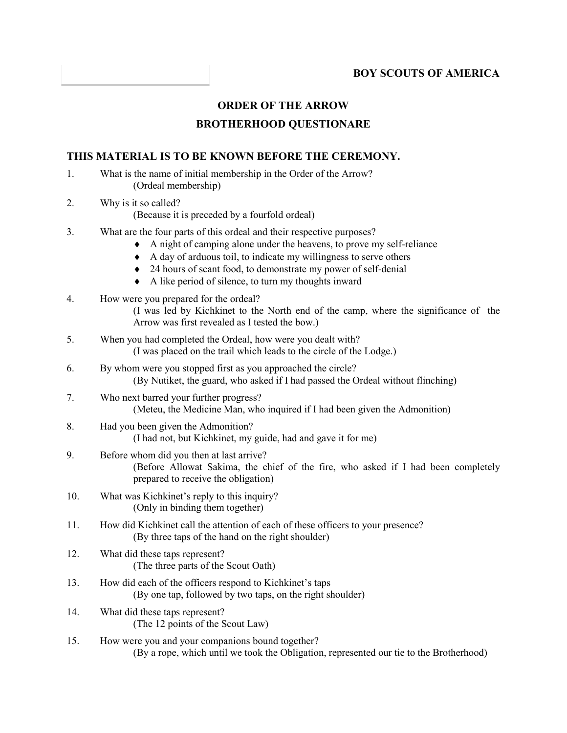**BOY SCOUTS OF AMERICA**

## ORDER OF THE ARROW

## BROTHERHOOD QUESTIONARE

### THIS MATERIAL IS TO BE KNOWN BEFORE THE CEREMONY.

1. What is the name of initial membership in the Order of the Arrow?
   (Ordeal membership)

2. Why is it so called?
   (Because it is preceded by a fourfold ordeal)

3. What are the four parts of this ordeal and their respective purposes?
   - A night of camping alone under the heavens, to prove my self-reliance
   - A day of arduous toil, to indicate my willingness to serve others
   - 24 hours of scant food, to demonstrate my power of self-denial
   - A like period of silence, to turn my thoughts inward

4. How were you prepared for the ordeal?
   (I was led by Kichkinet to the North end of the camp, where the significance of the Arrow was first revealed as I tested the bow.)

5. When you had completed the Ordeal, how were you dealt with?
   (I was placed on the trail which leads to the circle of the Lodge.)

6. By whom were you stopped first as you approached the circle?
   (By Nutiket, the guard, who asked if I had passed the Ordeal without flinching)

7. Who next barred your further progress?
   (Meteu, the Medicine Man, who inquired if I had been given the Admonition)

8. Had you been given the Admonition?
   (I had not, but Kichkinet, my guide, had and gave it for me)

9. Before whom did you then at last arrive?
   (Before Allowat Sakima, the chief of the fire, who asked if I had been completely prepared to receive the obligation)

10. What was Kichkinet's reply to this inquiry?
    (Only in binding them together)

11. How did Kichkinet call the attention of each of these officers to your presence?
    (By three taps of the hand on the right shoulder)

12. What did these taps represent?
    (The three parts of the Scout Oath)

13. How did each of the officers respond to Kichkinet's taps
    (By one tap, followed by two taps, on the right shoulder)

14. What did these taps represent?
    (The 12 points of the Scout Law)

15. How were you and your companions bound together?
    (By a rope, which until we took the Obligation, represented our tie to the Brotherhood)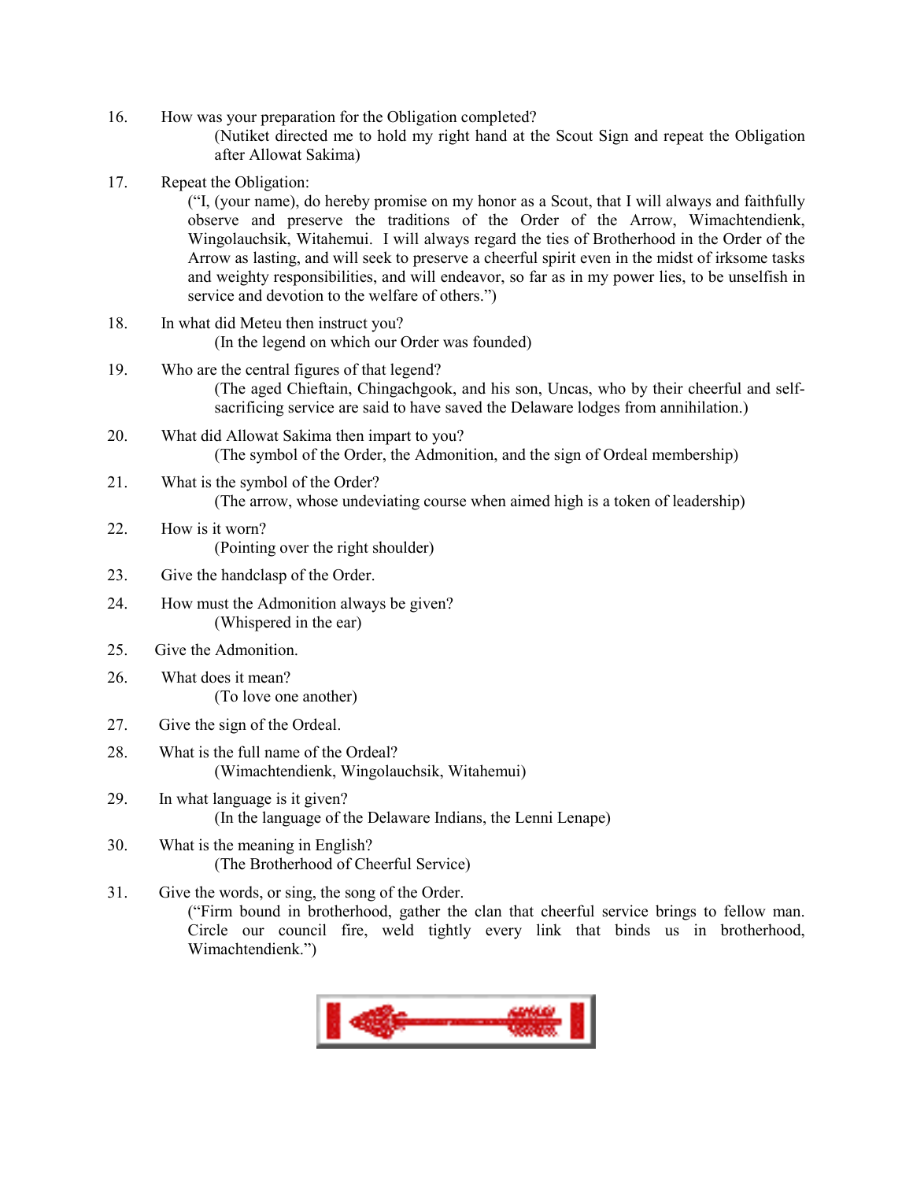16. How was your preparation for the Obligation completed?
    (Nutiket directed me to hold my right hand at the Scout Sign and repeat the Obligation after Allowat Sakima)

17. Repeat the Obligation:
    ("I, (your name), do hereby promise on my honor as a Scout, that I will always and faithfully observe and preserve the traditions of the Order of the Arrow, Wimachtendienk, Wingolauchsik, Witahemui. I will always regard the ties of Brotherhood in the Order of the Arrow as lasting, and will seek to preserve a cheerful spirit even in the midst of irksome tasks and weighty responsibilities, and will endeavor, so far as in my power lies, to be unselfish in service and devotion to the welfare of others.")

18. In what did Meteu then instruct you?
    (In the legend on which our Order was founded)

19. Who are the central figures of that legend?
    (The aged Chieftain, Chingachgook, and his son, Uncas, who by their cheerful and self-sacrificing service are said to have saved the Delaware lodges from annihilation.)

20. What did Allowat Sakima then impart to you?
    (The symbol of the Order, the Admonition, and the sign of Ordeal membership)

21. What is the symbol of the Order?
    (The arrow, whose undeviating course when aimed high is a token of leadership)

22. How is it worn?
    (Pointing over the right shoulder)

23. Give the handclasp of the Order.

24. How must the Admonition always be given?
    (Whispered in the ear)

25. Give the Admonition.

26. What does it mean?
    (To love one another)

27. Give the sign of the Ordeal.

28. What is the full name of the Ordeal?
    (Wimachtendienk, Wingolauchsik, Witahemui)

29. In what language is it given?
    (In the language of the Delaware Indians, the Lenni Lenape)

30. What is the meaning in English?
    (The Brotherhood of Cheerful Service)

31. Give the words, or sing, the song of the Order.
    ("Firm bound in brotherhood, gather the clan that cheerful service brings to fellow man. Circle our council fire, weld tightly every link that binds us in brotherhood, Wimachtendienk.")